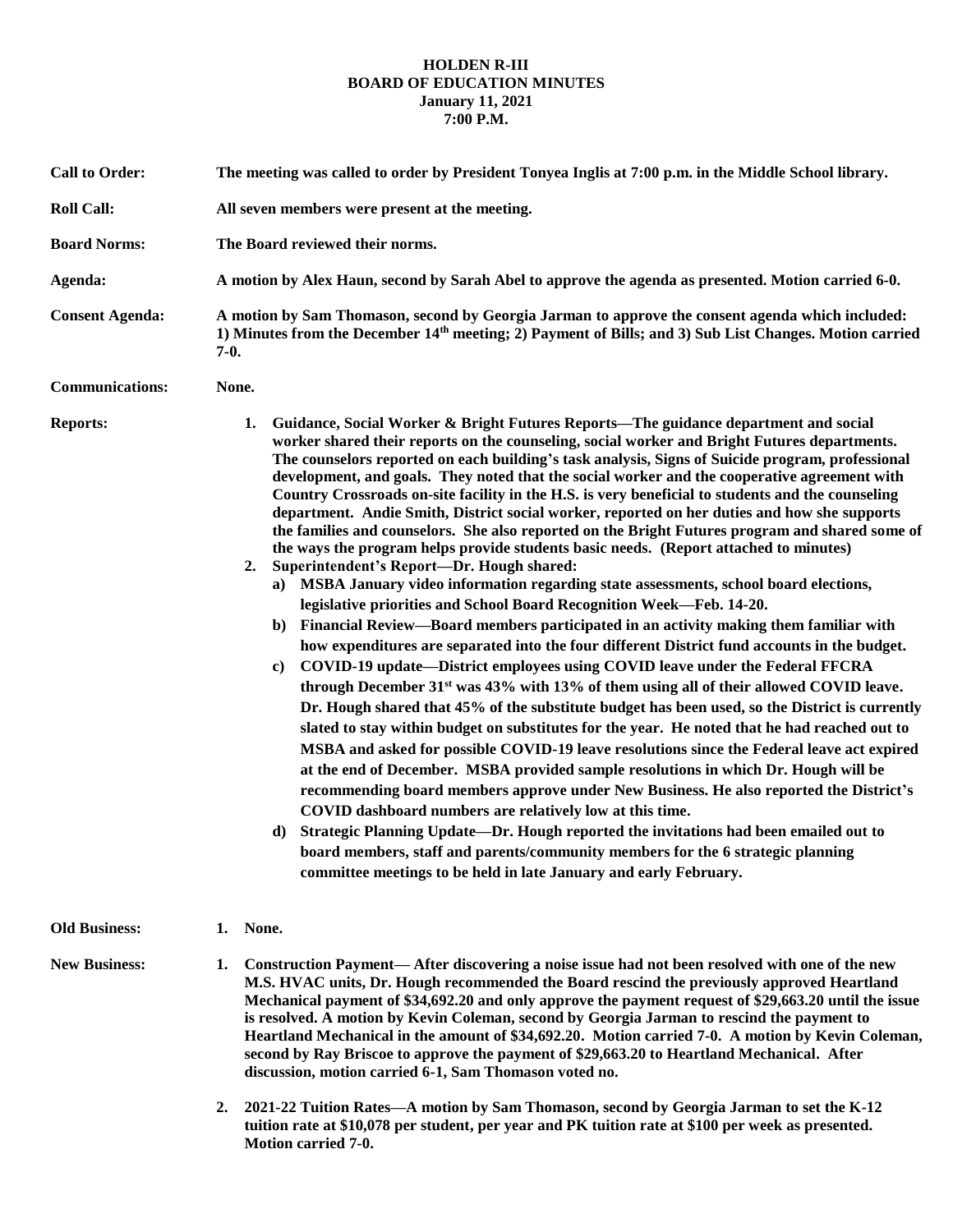# HOLDEN R-III
## BOARD OF EDUCATION MINUTES
**January 11, 2021**
**7:00 P.M.**

**Call to Order:** The meeting was called to order by President Tonyea Inglis at 7:00 p.m. in the Middle School library.

**Roll Call:** All seven members were present at the meeting.

**Board Norms:** The Board reviewed their norms.

**Agenda:** A motion by Alex Haun, second by Sarah Abel to approve the agenda as presented. Motion carried 6-0.

**Consent Agenda:** A motion by Sam Thomason, second by Georgia Jarman to approve the consent agenda which included: 1) Minutes from the December 14th meeting; 2) Payment of Bills; and 3) Sub List Changes. Motion carried 7-0.

**Communications:** None.

**Reports:**

1. Guidance, Social Worker & Bright Futures Reports—The guidance department and social worker shared their reports on the counseling, social worker and Bright Futures departments. The counselors reported on each building's task analysis, Signs of Suicide program, professional development, and goals. They noted that the social worker and the cooperative agreement with Country Crossroads on-site facility in the H.S. is very beneficial to students and the counseling department. Andie Smith, District social worker, reported on her duties and how she supports the families and counselors. She also reported on the Bright Futures program and shared some of the ways the program helps provide students basic needs. (Report attached to minutes)
2. Superintendent's Report—Dr. Hough shared:
   a) MSBA January video information regarding state assessments, school board elections, legislative priorities and School Board Recognition Week—Feb. 14-20.
   b) Financial Review—Board members participated in an activity making them familiar with how expenditures are separated into the four different District fund accounts in the budget.
   c) COVID-19 update—District employees using COVID leave under the Federal FFCRA through December 31st was 43% with 13% of them using all of their allowed COVID leave. Dr. Hough shared that 45% of the substitute budget has been used, so the District is currently slated to stay within budget on substitutes for the year. He noted that he had reached out to MSBA and asked for possible COVID-19 leave resolutions since the Federal leave act expired at the end of December. MSBA provided sample resolutions in which Dr. Hough will be recommending board members approve under New Business. He also reported the District's COVID dashboard numbers are relatively low at this time.
   d) Strategic Planning Update—Dr. Hough reported the invitations had been emailed out to board members, staff and parents/community members for the 6 strategic planning committee meetings to be held in late January and early February.

**Old Business:**

1. None.

**New Business:**

1. Construction Payment— After discovering a noise issue had not been resolved with one of the new M.S. HVAC units, Dr. Hough recommended the Board rescind the previously approved Heartland Mechanical payment of $34,692.20 and only approve the payment request of $29,663.20 until the issue is resolved. A motion by Kevin Coleman, second by Georgia Jarman to rescind the payment to Heartland Mechanical in the amount of $34,692.20. Motion carried 7-0. A motion by Kevin Coleman, second by Ray Briscoe to approve the payment of $29,663.20 to Heartland Mechanical. After discussion, motion carried 6-1, Sam Thomason voted no.
2. 2021-22 Tuition Rates—A motion by Sam Thomason, second by Georgia Jarman to set the K-12 tuition rate at $10,078 per student, per year and PK tuition rate at $100 per week as presented. Motion carried 7-0.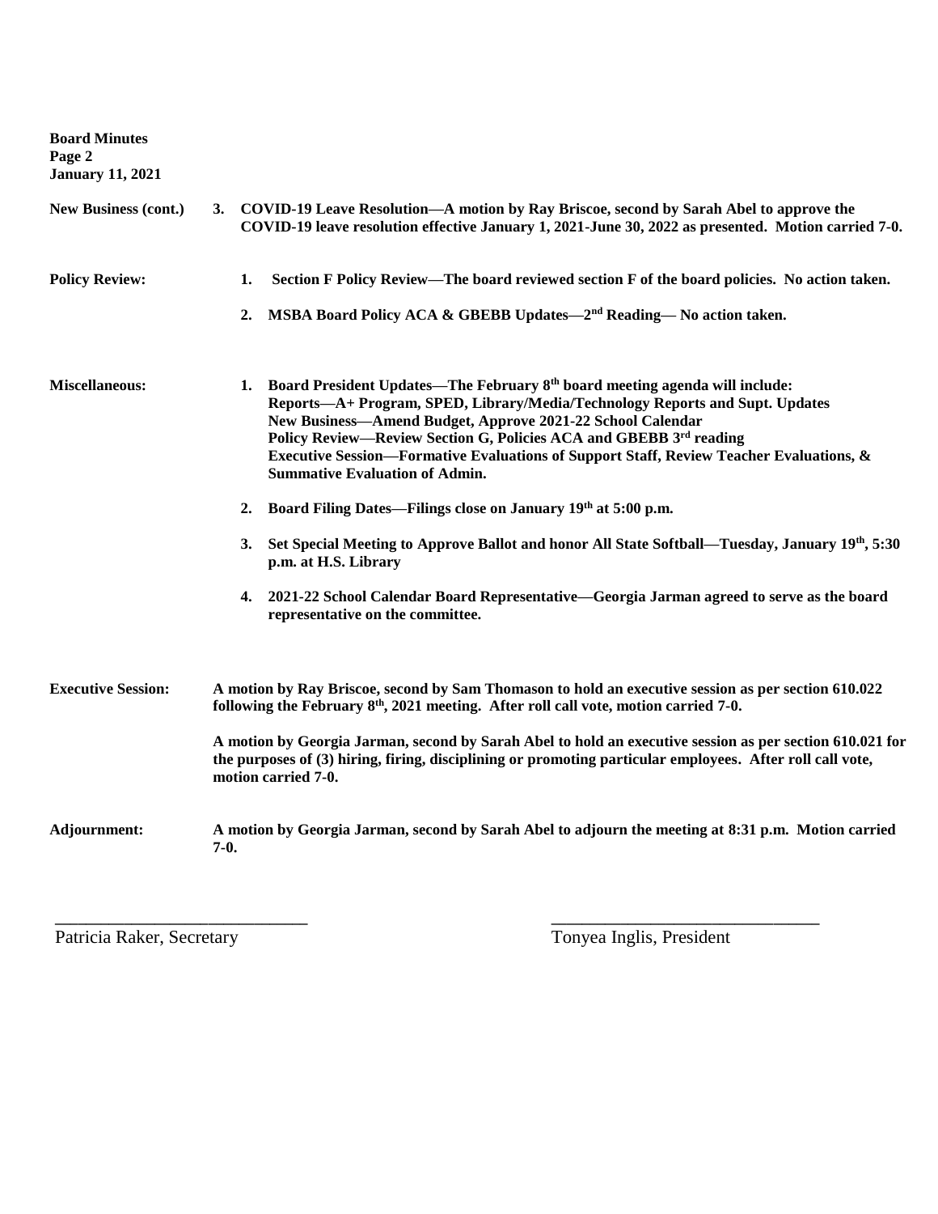**New Business (cont.)**

3. **COVID-19 Leave Resolution—A motion by Ray Briscoe, second by Sarah Abel to approve the COVID-19 leave resolution effective January 1, 2021-June 30, 2022 as presented. Motion carried 7-0.**

**Policy Review:**

1. **Section F Policy Review—The board reviewed section F of the board policies. No action taken.**
2. **MSBA Board Policy ACA & GBEBB Updates—2nd Reading— No action taken.**

**Miscellaneous:**

1. **Board President Updates—The February 8th board meeting agenda will include:**
   **Reports—A+ Program, SPED, Library/Media/Technology Reports and Supt. Updates**
   **New Business—Amend Budget, Approve 2021-22 School Calendar**
   **Policy Review—Review Section G, Policies ACA and GBEBB 3rd reading**
   **Executive Session—Formative Evaluations of Support Staff, Review Teacher Evaluations, & Summative Evaluation of Admin.**
2. **Board Filing Dates—Filings close on January 19th at 5:00 p.m.**
3. **Set Special Meeting to Approve Ballot and honor All State Softball—Tuesday, January 19th, 5:30 p.m. at H.S. Library**
4. **2021-22 School Calendar Board Representative—Georgia Jarman agreed to serve as the board representative on the committee.**

**Executive Session:**

**A motion by Ray Briscoe, second by Sam Thomason to hold an executive session as per section 610.022 following the February 8th, 2021 meeting. After roll call vote, motion carried 7-0.**

**A motion by Georgia Jarman, second by Sarah Abel to hold an executive session as per section 610.021 for the purposes of (3) hiring, firing, disciplining or promoting particular employees. After roll call vote, motion carried 7-0.**

**Adjournment:**

**A motion by Georgia Jarman, second by Sarah Abel to adjourn the meeting at 8:31 p.m. Motion carried 7-0.**

_____________________________ Patricia Raker, Secretary

_____________________________ Tonyea Inglis, President